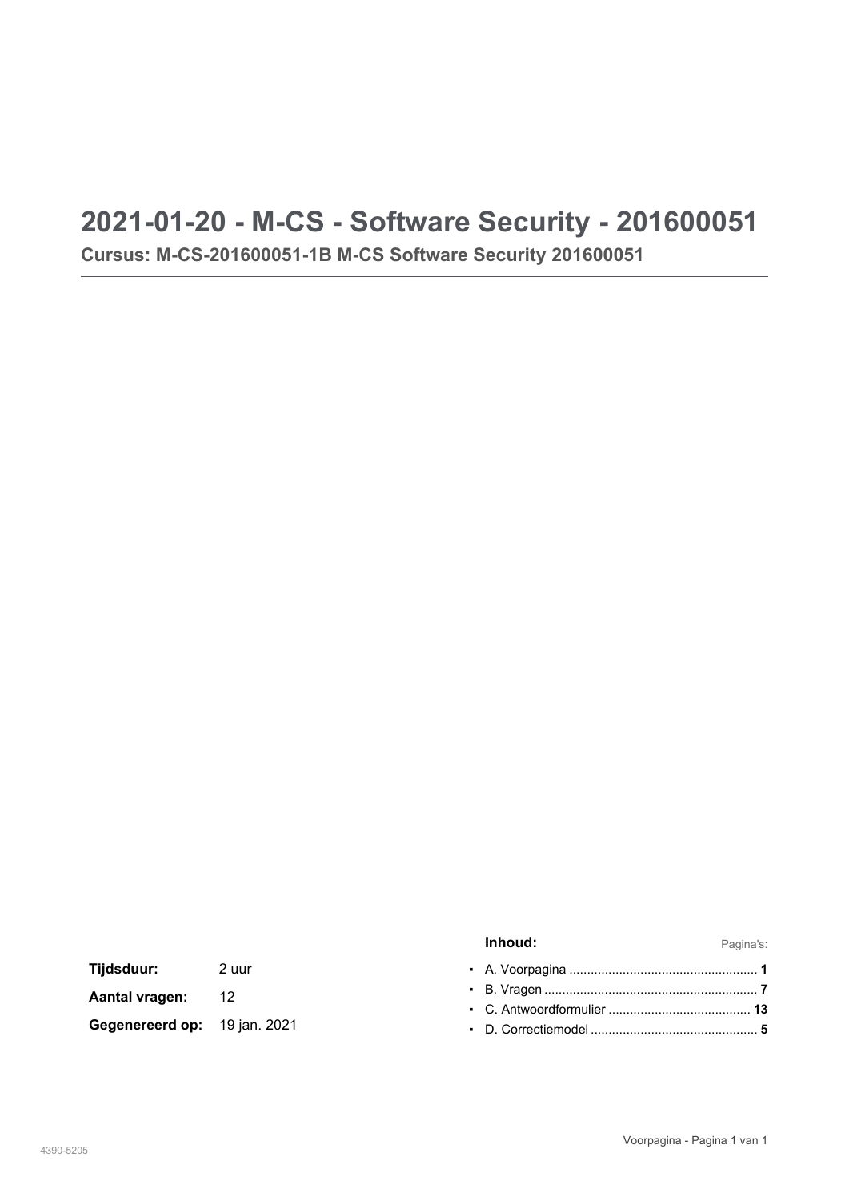# 2021-01-20 - M-CS - Software Security - 201600051

**Cursus: M-CS-201600051-1B M-CS Software Security 201600051**

| | |
|---|---|
| **Tijdsduur:** | 2 uur |
| **Aantal vragen:** | 12 |
| **Gegenereerd op:** | 19 jan. 2021 |

**Inhoud:** Pagina's:

- A. Voorpagina .................................................... **1**
- B. Vragen ........................................................... **7**
- C. Antwoordformulier ....................................... **13**
- D. Correctiemodel .............................................. **5**

4390-5205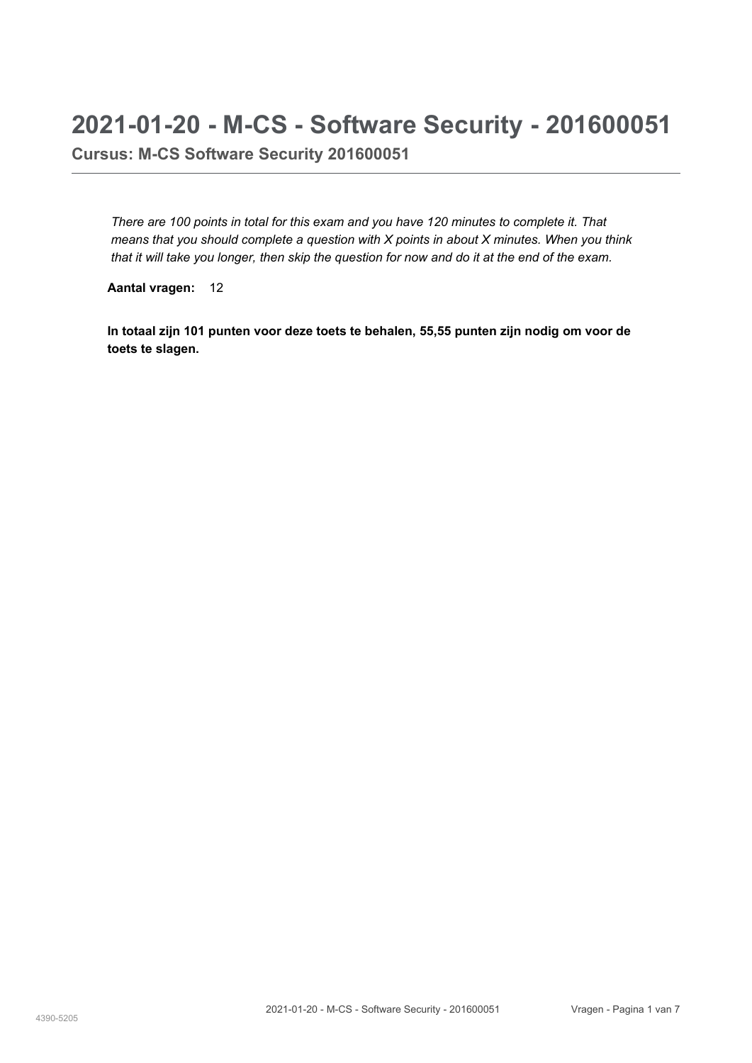# 2021-01-20 - M-CS - Software Security - 201600051

**Cursus: M-CS Software Security 201600051**

---

*There are 100 points in total for this exam and you have 120 minutes to complete it. That means that you should complete a question with X points in about X minutes. When you think that it will take you longer, then skip the question for now and do it at the end of the exam.*

**Aantal vragen:** 12

**In totaal zijn 101 punten voor deze toets te behalen, 55,55 punten zijn nodig om voor de toets te slagen.**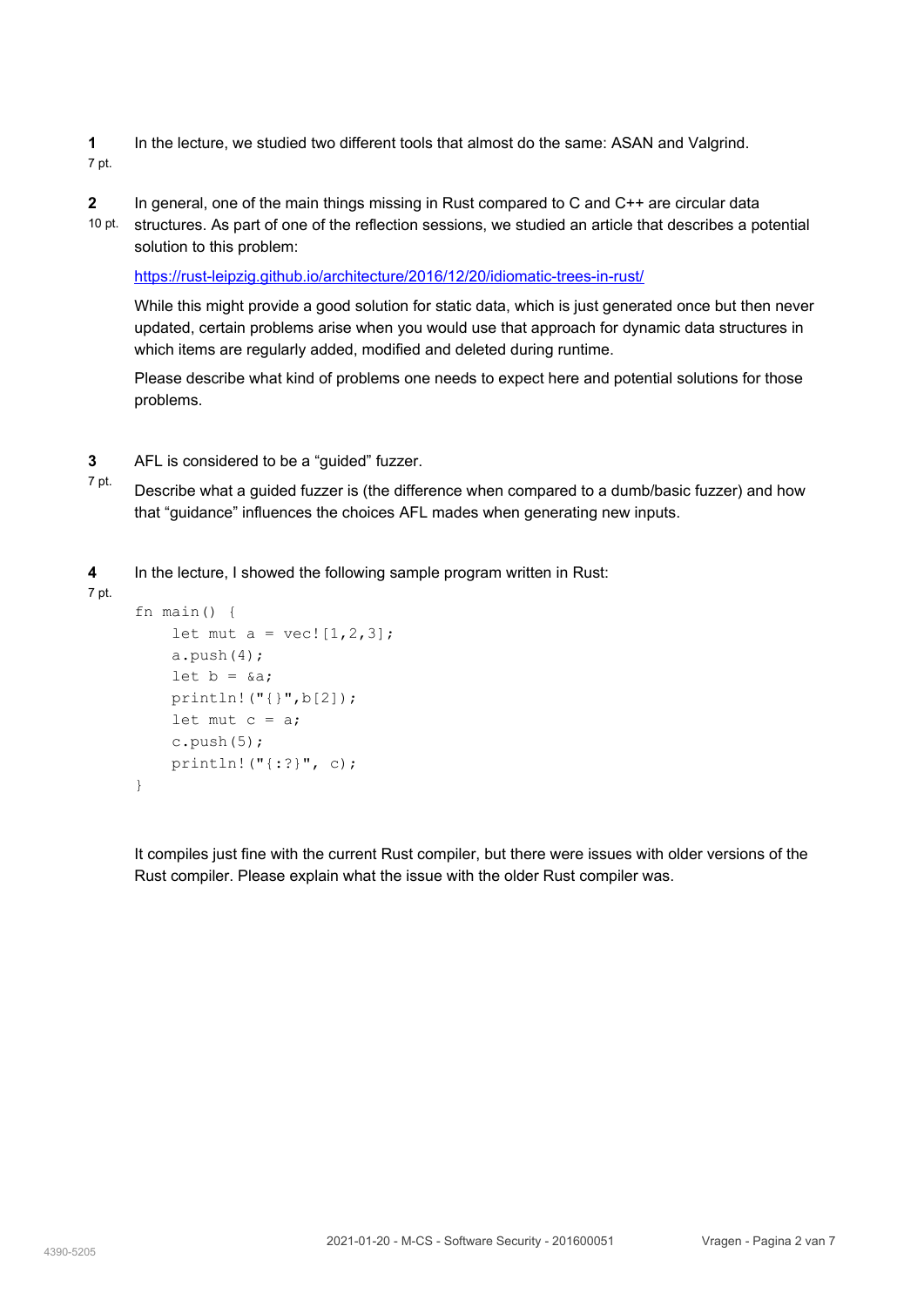**1**
7 pt.

In the lecture, we studied two different tools that almost do the same: ASAN and Valgrind.

**2**
10 pt.

In general, one of the main things missing in Rust compared to C and C++ are circular data structures. As part of one of the reflection sessions, we studied an article that describes a potential solution to this problem:

https://rust-leipzig.github.io/architecture/2016/12/20/idiomatic-trees-in-rust/

While this might provide a good solution for static data, which is just generated once but then never updated, certain problems arise when you would use that approach for dynamic data structures in which items are regularly added, modified and deleted during runtime.

Please describe what kind of problems one needs to expect here and potential solutions for those problems.

**3**
7 pt.

AFL is considered to be a "guided" fuzzer.

Describe what a guided fuzzer is (the difference when compared to a dumb/basic fuzzer) and how that "guidance" influences the choices AFL mades when generating new inputs.

**4**
7 pt.

In the lecture, I showed the following sample program written in Rust:

```
fn main() {
    let mut a = vec![1,2,3];
    a.push(4);
    let b = &a;
    println!("{}",b[2]);
    let mut c = a;
    c.push(5);
    println!("{:?}", c);
}
```

It compiles just fine with the current Rust compiler, but there were issues with older versions of the Rust compiler. Please explain what the issue with the older Rust compiler was.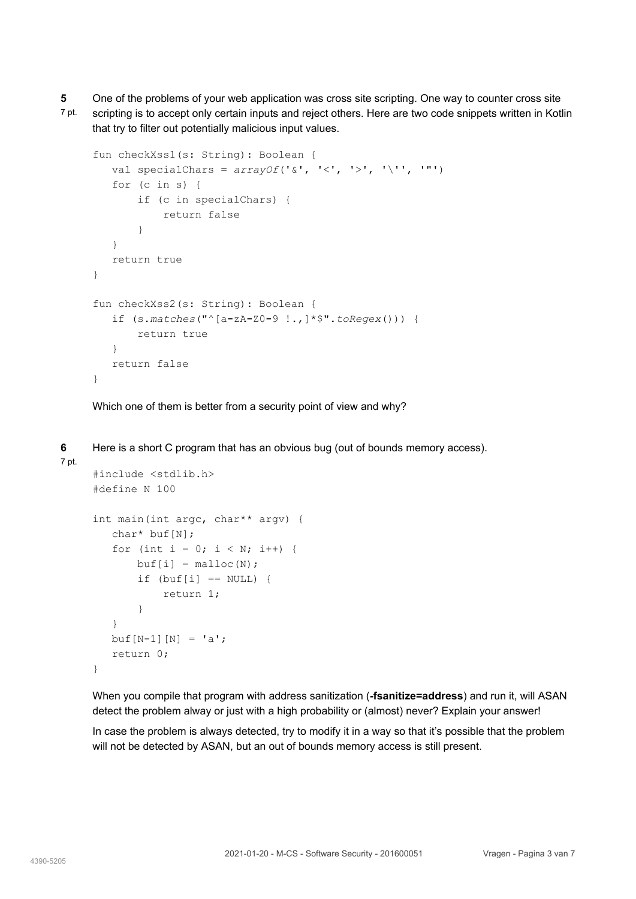**5** One of the problems of your web application was cross site scripting. One way to counter cross site
7 pt. scripting is to accept only certain inputs and reject others. Here are two code snippets written in Kotlin that try to filter out potentially malicious input values.

```
fun checkXss1(s: String): Boolean {
   val specialChars = arrayOf('&', '<', '>', '\'', '"')
   for (c in s) {
       if (c in specialChars) {
           return false
       }
   }
   return true
}

fun checkXss2(s: String): Boolean {
   if (s.matches("^[a-zA-Z0-9 !.,]*$".toRegex())) {
       return true
   }
   return false
}
```

Which one of them is better from a security point of view and why?

**6** Here is a short C program that has an obvious bug (out of bounds memory access).
7 pt.

```
#include <stdlib.h>
#define N 100

int main(int argc, char** argv) {
   char* buf[N];
   for (int i = 0; i < N; i++) {
       buf[i] = malloc(N);
       if (buf[i] == NULL) {
           return 1;
       }
   }
   buf[N-1][N] = 'a';
   return 0;
}
```

When you compile that program with address sanitization (**-fsanitize=address**) and run it, will ASAN detect the problem alway or just with a high probability or (almost) never? Explain your answer!

In case the problem is always detected, try to modify it in a way so that it's possible that the problem will not be detected by ASAN, but an out of bounds memory access is still present.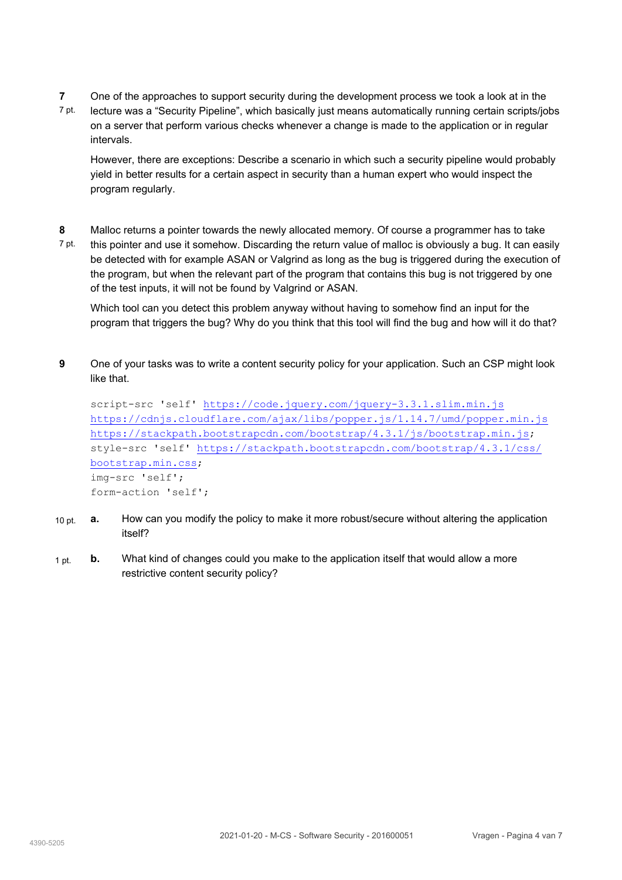**7**
7 pt.

One of the approaches to support security during the development process we took a look at in the lecture was a “Security Pipeline”, which basically just means automatically running certain scripts/jobs on a server that perform various checks whenever a change is made to the application or in regular intervals.

However, there are exceptions: Describe a scenario in which such a security pipeline would probably yield in better results for a certain aspect in security than a human expert who would inspect the program regularly.

**8**
7 pt.

Malloc returns a pointer towards the newly allocated memory. Of course a programmer has to take this pointer and use it somehow. Discarding the return value of malloc is obviously a bug. It can easily be detected with for example ASAN or Valgrind as long as the bug is triggered during the execution of the program, but when the relevant part of the program that contains this bug is not triggered by one of the test inputs, it will not be found by Valgrind or ASAN.

Which tool can you detect this problem anyway without having to somehow find an input for the program that triggers the bug? Why do you think that this tool will find the bug and how will it do that?

**9**

One of your tasks was to write a content security policy for your application. Such an CSP might look like that.

```
script-src 'self' https://code.jquery.com/jquery-3.3.1.slim.min.js
https://cdnjs.cloudflare.com/ajax/libs/popper.js/1.14.7/umd/popper.min.js
https://stackpath.bootstrapcdn.com/bootstrap/4.3.1/js/bootstrap.min.js;
style-src 'self' https://stackpath.bootstrapcdn.com/bootstrap/4.3.1/css/
bootstrap.min.css;
img-src 'self';
form-action 'self';
```

10 pt. **a.** How can you modify the policy to make it more robust/secure without altering the application itself?

1 pt. **b.** What kind of changes could you make to the application itself that would allow a more restrictive content security policy?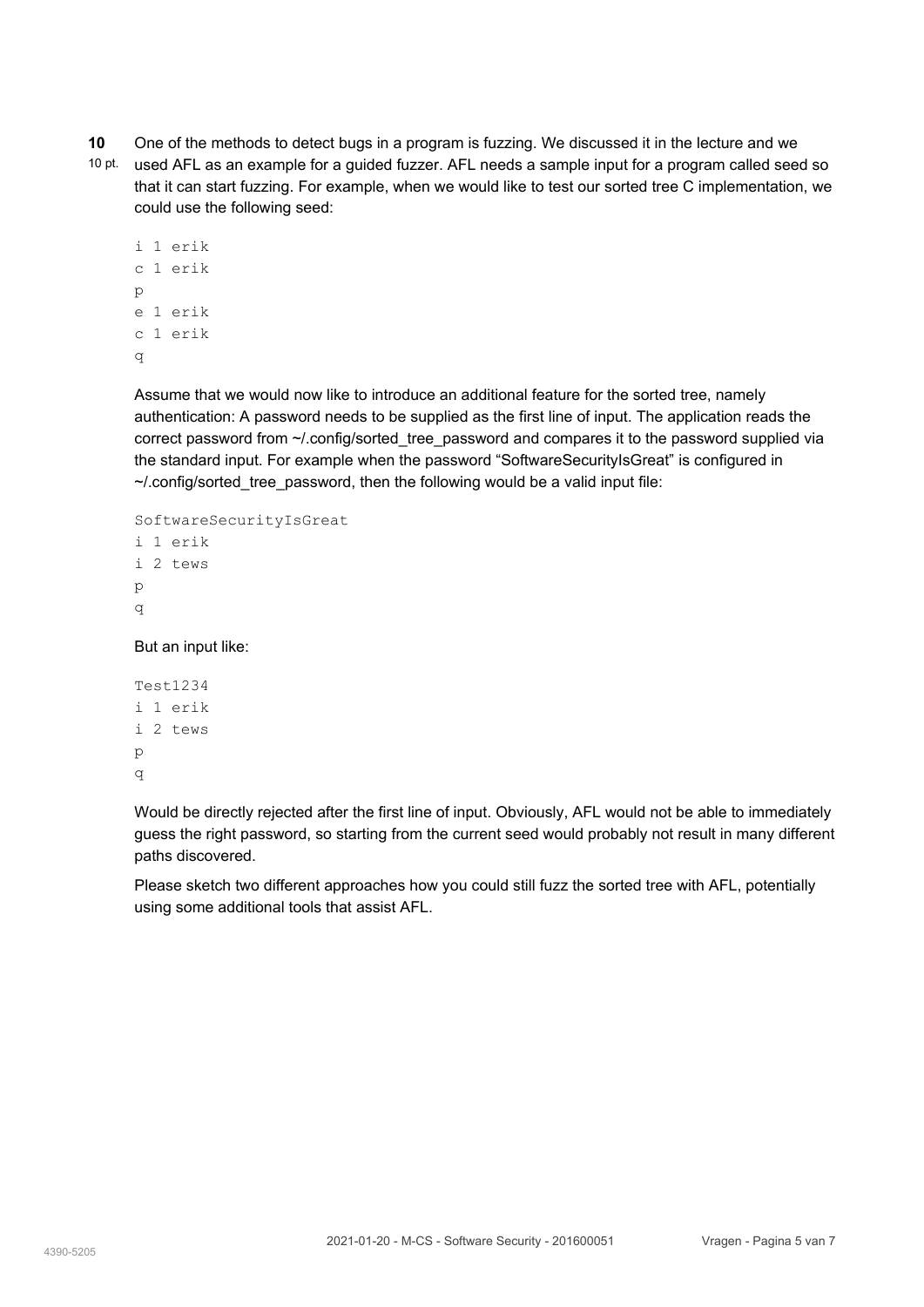**10**
10 pt.

One of the methods to detect bugs in a program is fuzzing. We discussed it in the lecture and we used AFL as an example for a guided fuzzer. AFL needs a sample input for a program called seed so that it can start fuzzing. For example, when we would like to test our sorted tree C implementation, we could use the following seed:

```
i 1 erik
c 1 erik
p
e 1 erik
c 1 erik
q
```

Assume that we would now like to introduce an additional feature for the sorted tree, namely authentication: A password needs to be supplied as the first line of input. The application reads the correct password from ~/.config/sorted_tree_password and compares it to the password supplied via the standard input. For example when the password "SoftwareSecurityIsGreat" is configured in ~/.config/sorted_tree_password, then the following would be a valid input file:

```
SoftwareSecurityIsGreat
i 1 erik
i 2 tews
p
q
```

But an input like:

```
Test1234
i 1 erik
i 2 tews
p
q
```

Would be directly rejected after the first line of input. Obviously, AFL would not be able to immediately guess the right password, so starting from the current seed would probably not result in many different paths discovered.

Please sketch two different approaches how you could still fuzz the sorted tree with AFL, potentially using some additional tools that assist AFL.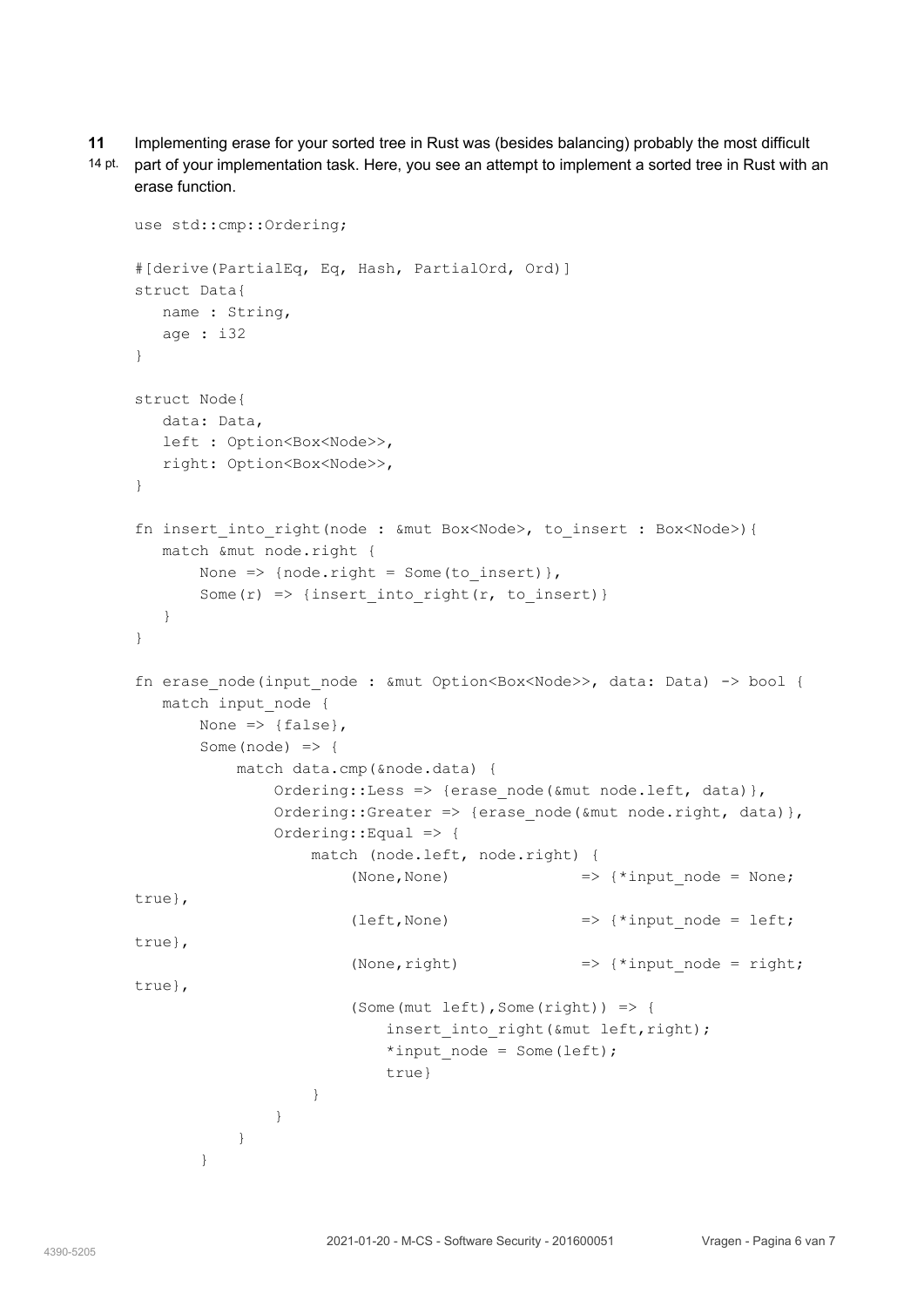**11** Implementing erase for your sorted tree in Rust was (besides balancing) probably the most difficult

14 pt. part of your implementation task. Here, you see an attempt to implement a sorted tree in Rust with an erase function.

```
use std::cmp::Ordering;

#[derive(PartialEq, Eq, Hash, PartialOrd, Ord)]
struct Data{
   name : String,
   age : i32
}

struct Node{
   data: Data,
   left : Option<Box<Node>>,
   right: Option<Box<Node>>,
}

fn insert_into_right(node : &mut Box<Node>, to_insert : Box<Node>){
   match &mut node.right {
       None => {node.right = Some(to_insert)},
       Some(r) => {insert_into_right(r, to_insert)}
   }
}

fn erase_node(input_node : &mut Option<Box<Node>>, data: Data) -> bool {
   match input_node {
       None => {false},
       Some(node) => {
           match data.cmp(&node.data) {
               Ordering::Less => {erase_node(&mut node.left, data)},
               Ordering::Greater => {erase_node(&mut node.right, data)},
               Ordering::Equal => {
                   match (node.left, node.right) {
                       (None,None)              => {*input_node = None;
true},
                       (left,None)              => {*input_node = left;
true},
                       (None,right)             => {*input_node = right;
true},
                       (Some(mut left),Some(right)) => {
                           insert_into_right(&mut left,right);
                           *input_node = Some(left);
                           true}
                   }
               }
           }
       }
```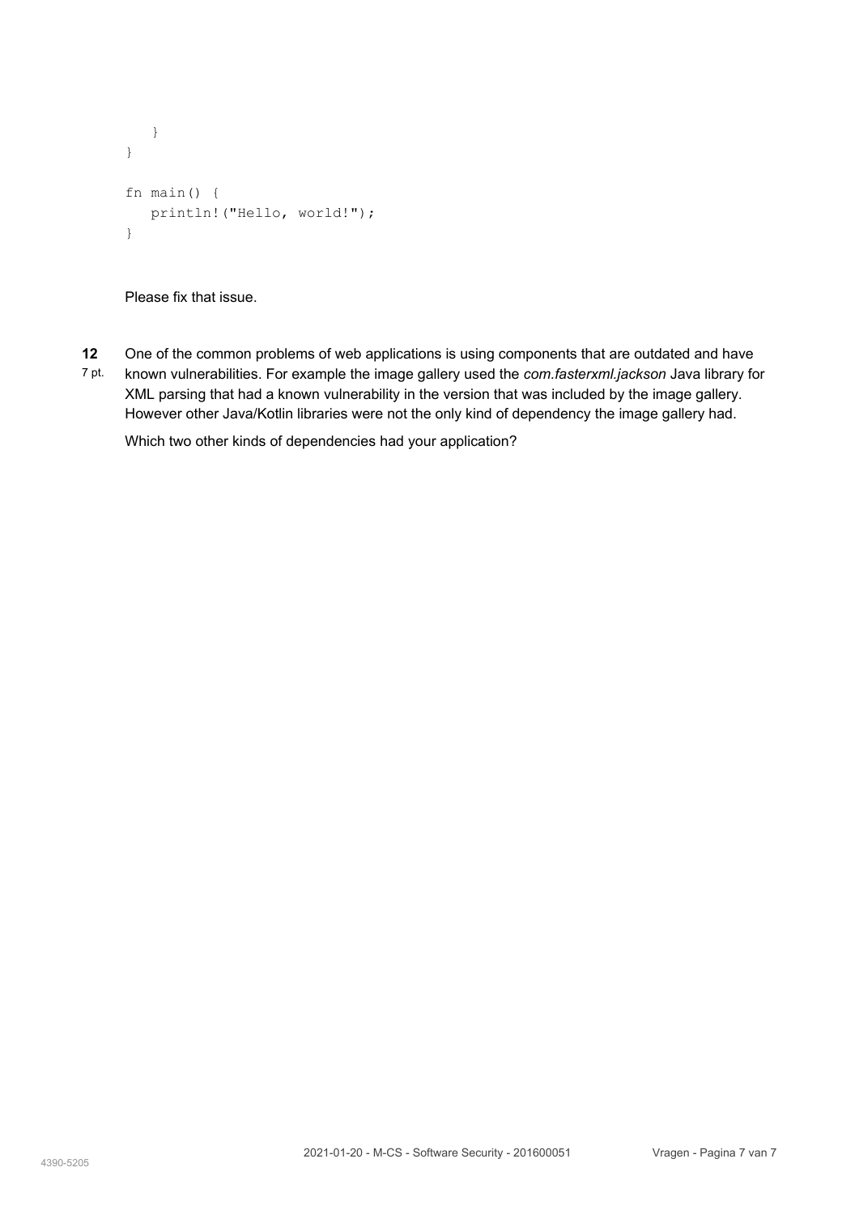```
    }
}

fn main() {
    println!("Hello, world!");
}
```

Please fix that issue.

**12**
7 pt.

One of the common problems of web applications is using components that are outdated and have known vulnerabilities. For example the image gallery used the *com.fasterxml.jackson* Java library for XML parsing that had a known vulnerability in the version that was included by the image gallery. However other Java/Kotlin libraries were not the only kind of dependency the image gallery had.

Which two other kinds of dependencies had your application?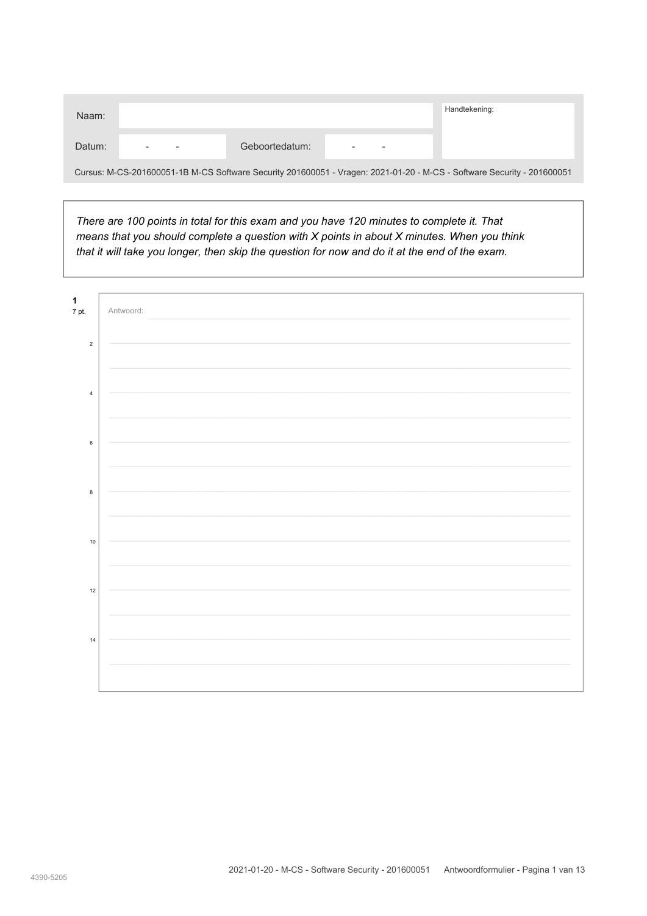| Naam: | | Handtekening: |
| --- | --- | --- |
| Datum: - - | Geboortedatum: - - | |

Cursus: M-CS-201600051-1B M-CS Software Security 201600051 - Vragen: 2021-01-20 - M-CS - Software Security - 201600051

*There are 100 points in total for this exam and you have 120 minutes to complete it. That means that you should complete a question with X points in about X minutes. When you think that it will take you longer, then skip the question for now and do it at the end of the exam.*

**1**
7 pt.

Antwoord: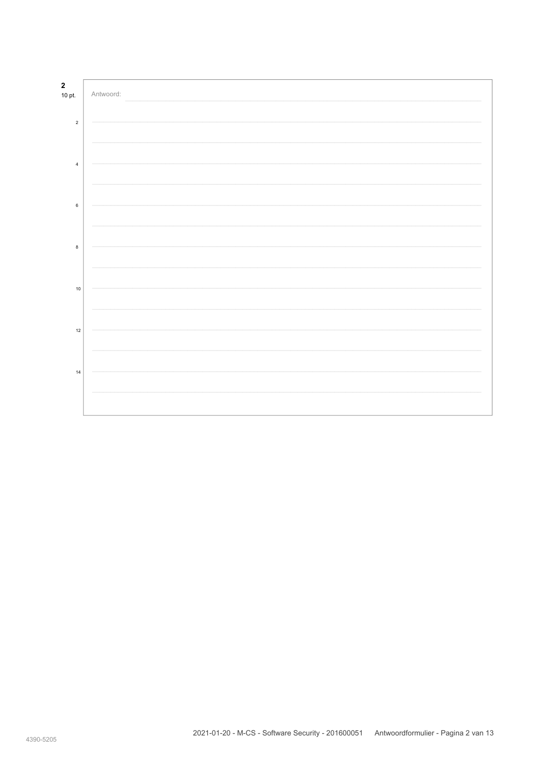**2**
10 pt.

Antwoord: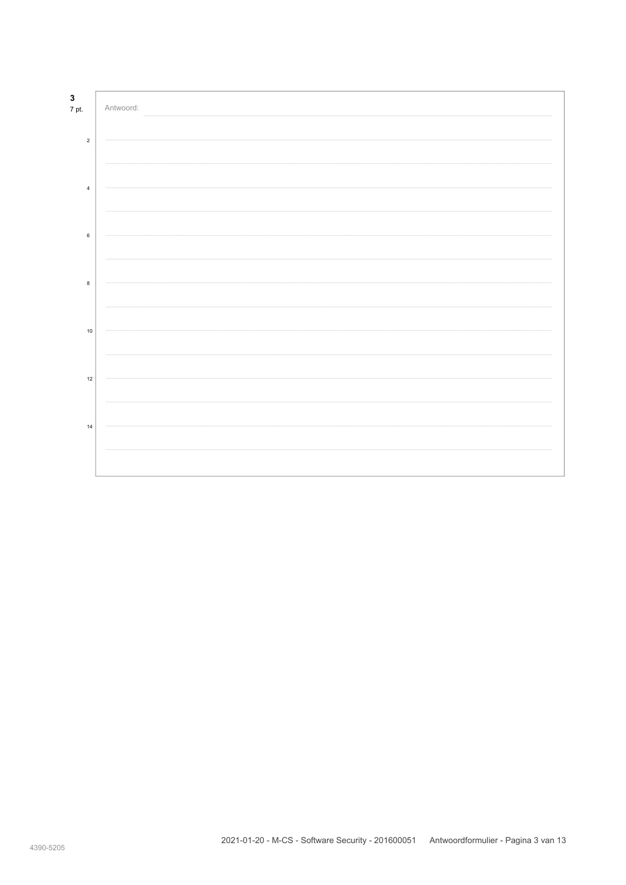**3**
7 pt.

Antwoord:

2

4

6

8

10

12

14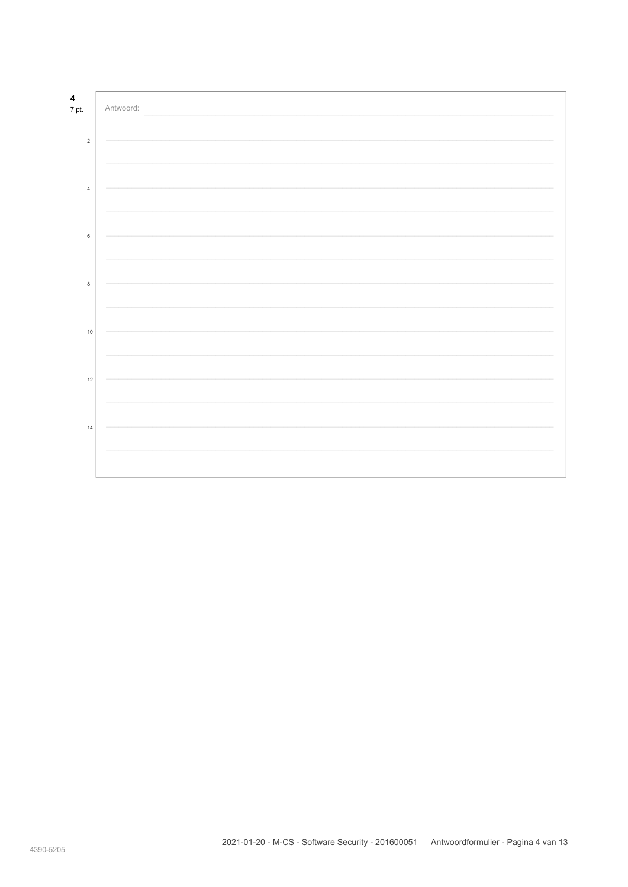**4**
7 pt.

Antwoord: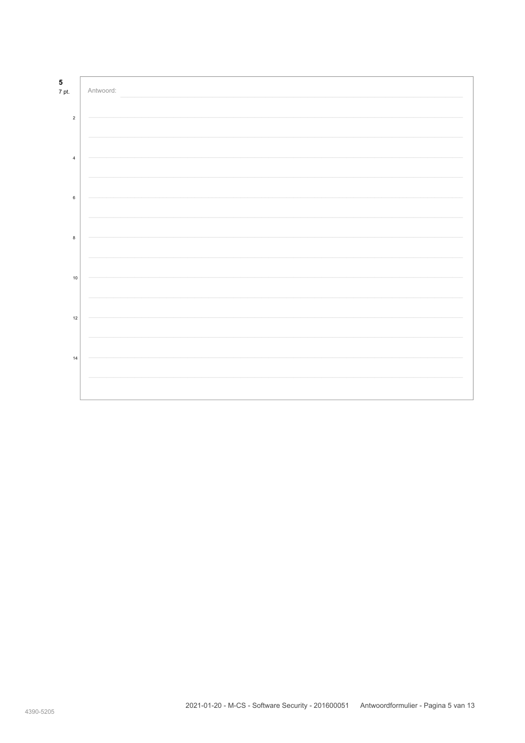**5**
7 pt.

Antwoord: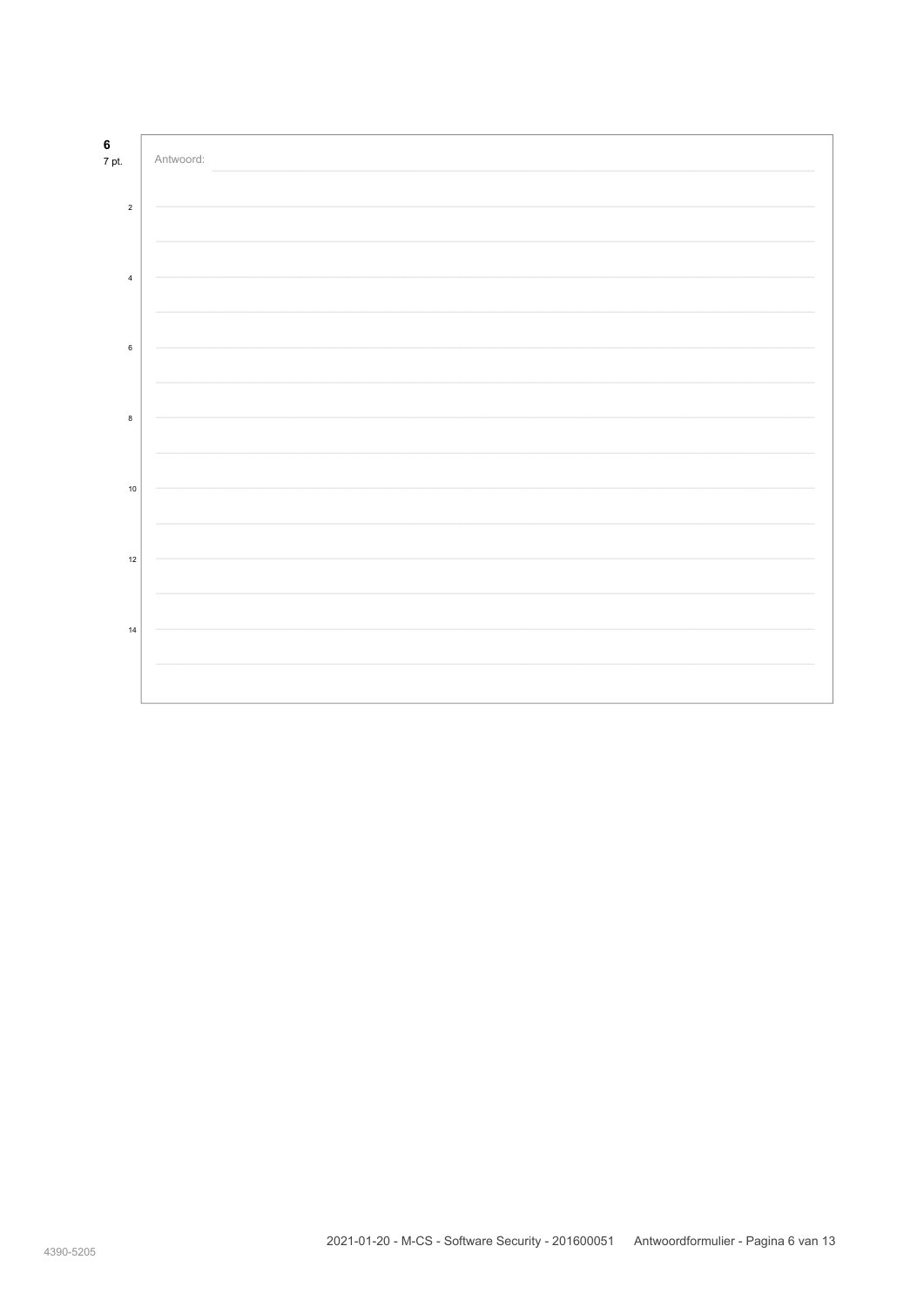**6**
7 pt.

Antwoord: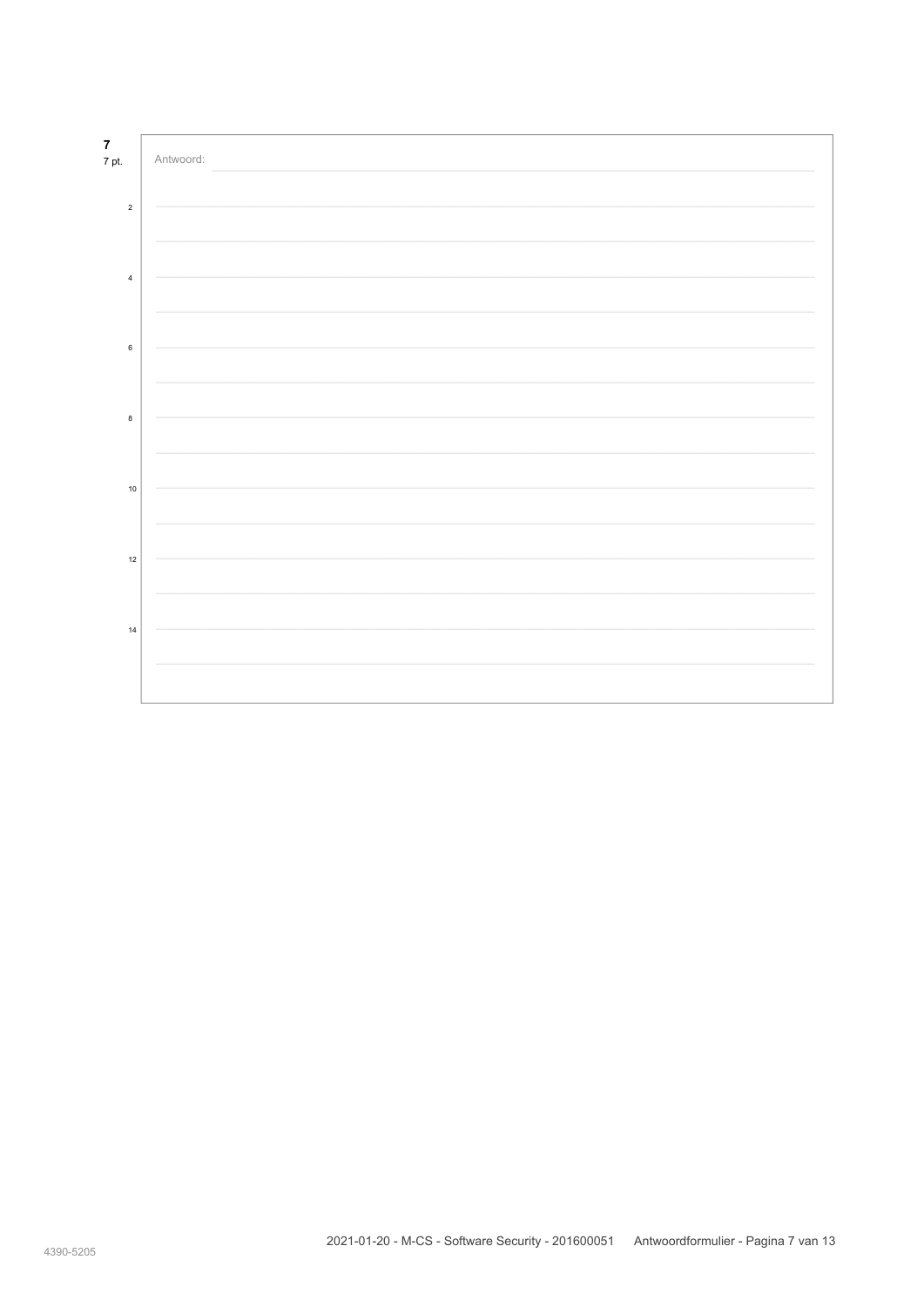**7**
7 pt.

Antwoord: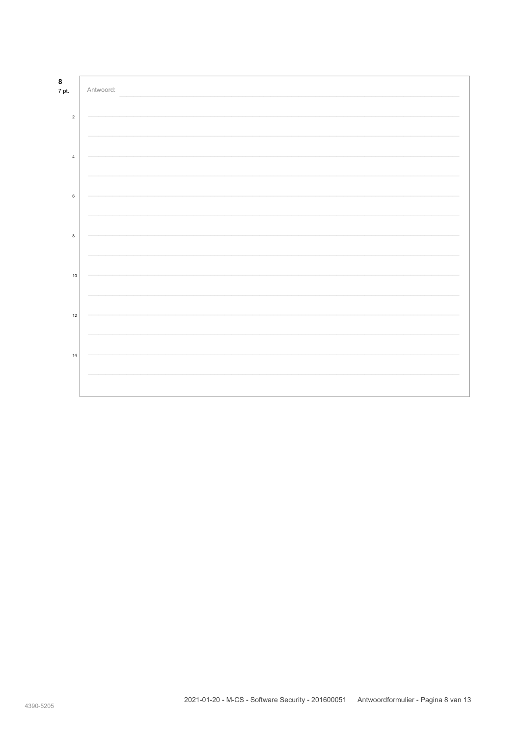**8**
7 pt.

Antwoord: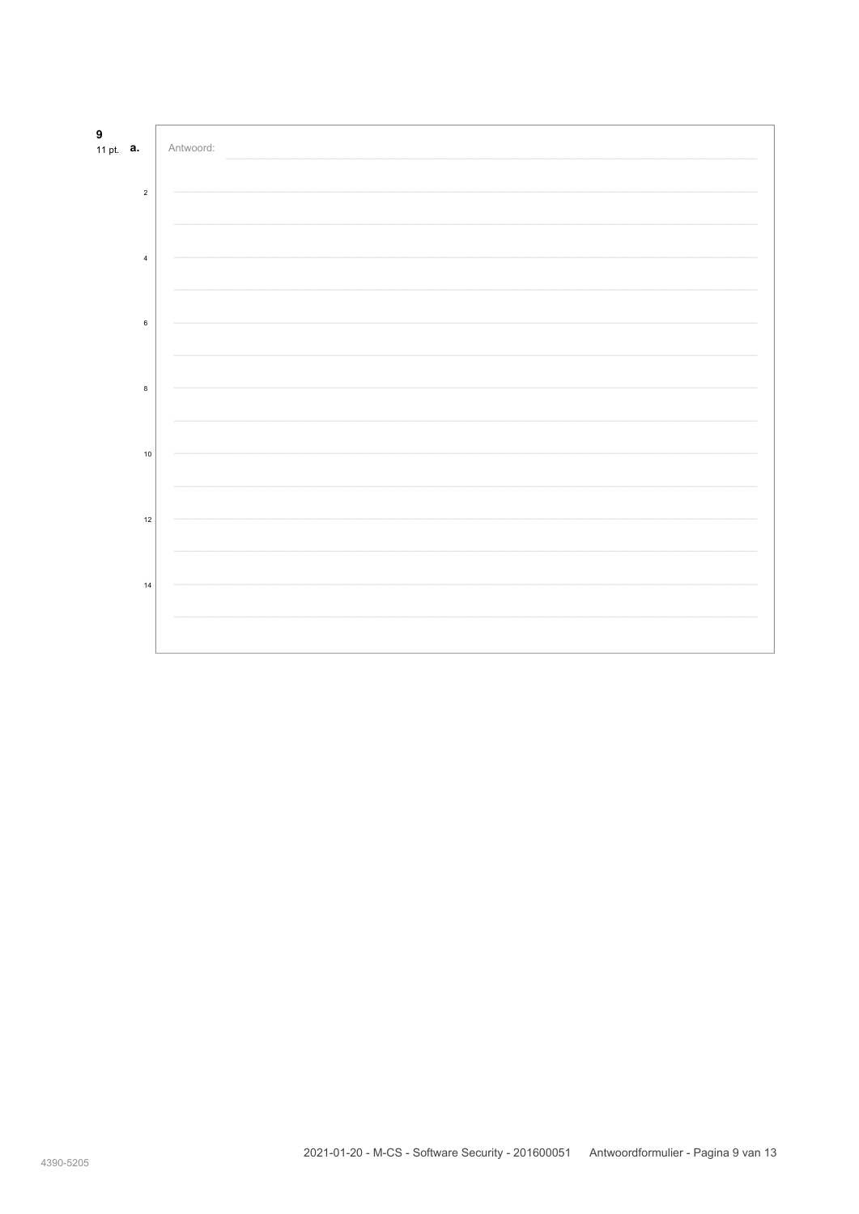**9**

11 pt. **a.**

Antwoord: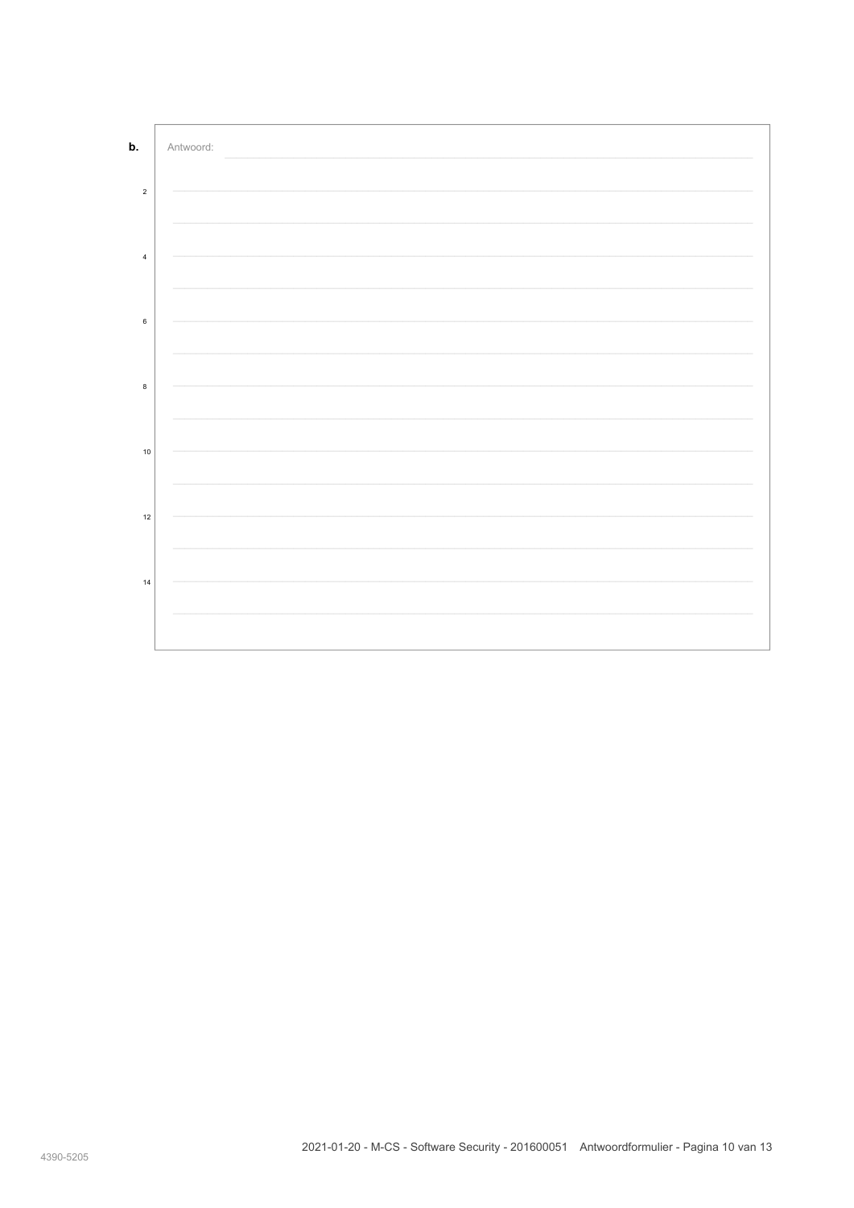**b.**

Antwoord: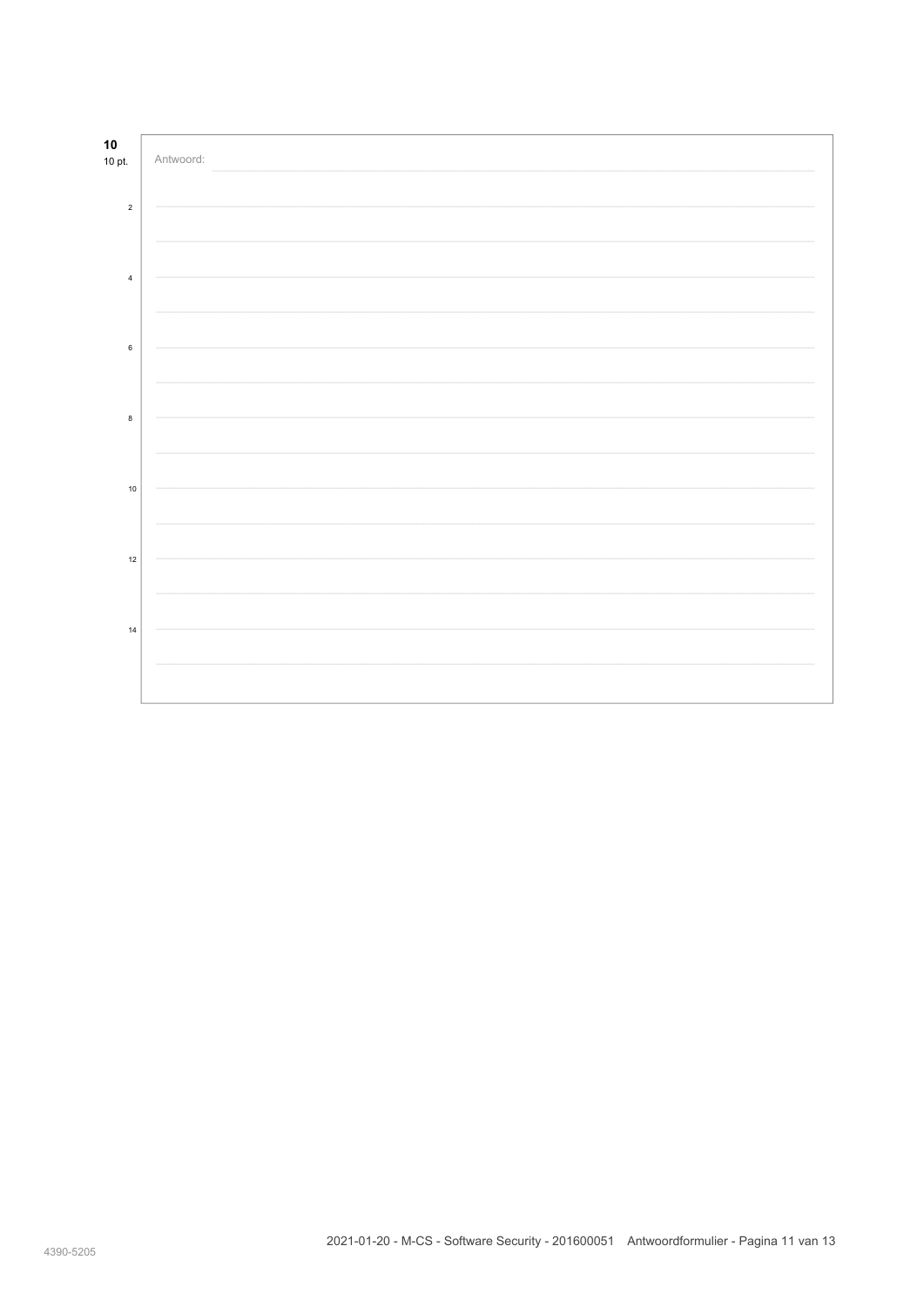**10**
10 pt.

Antwoord: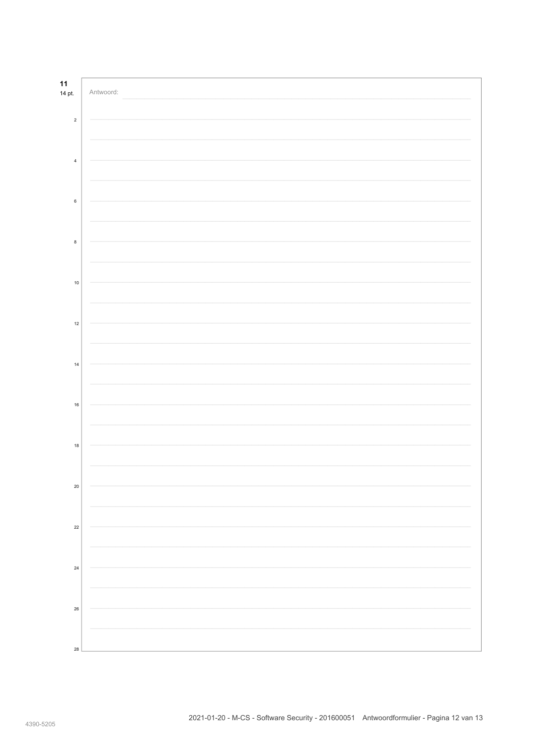**11**
14 pt.

Antwoord: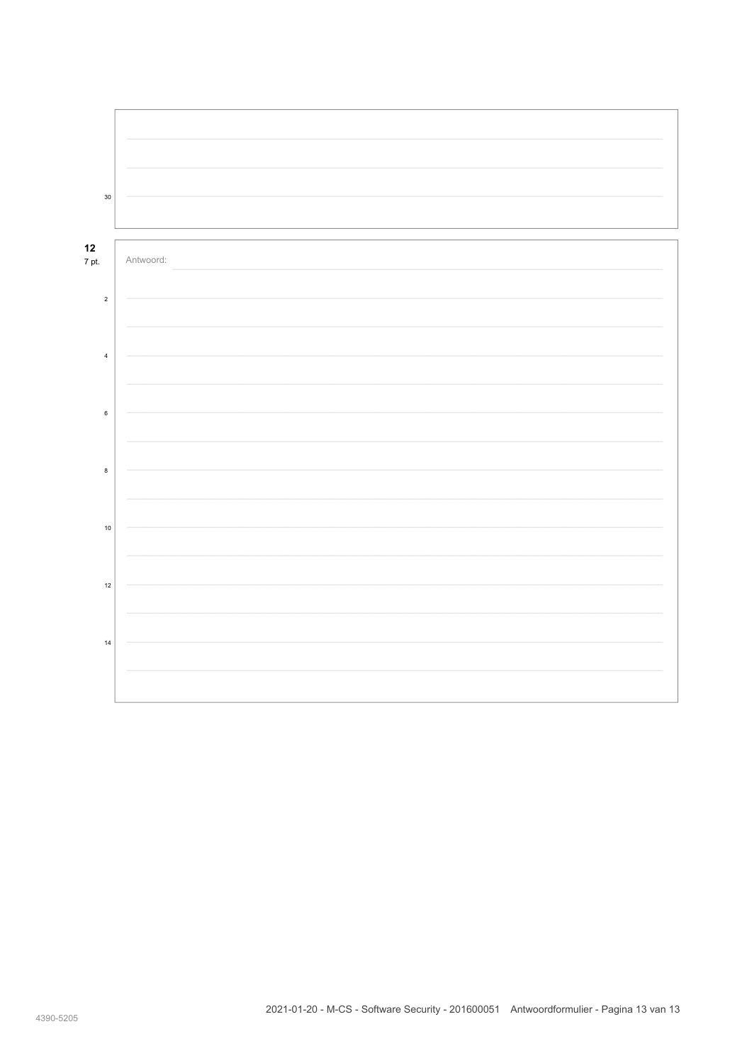**12**
7 pt.

Antwoord: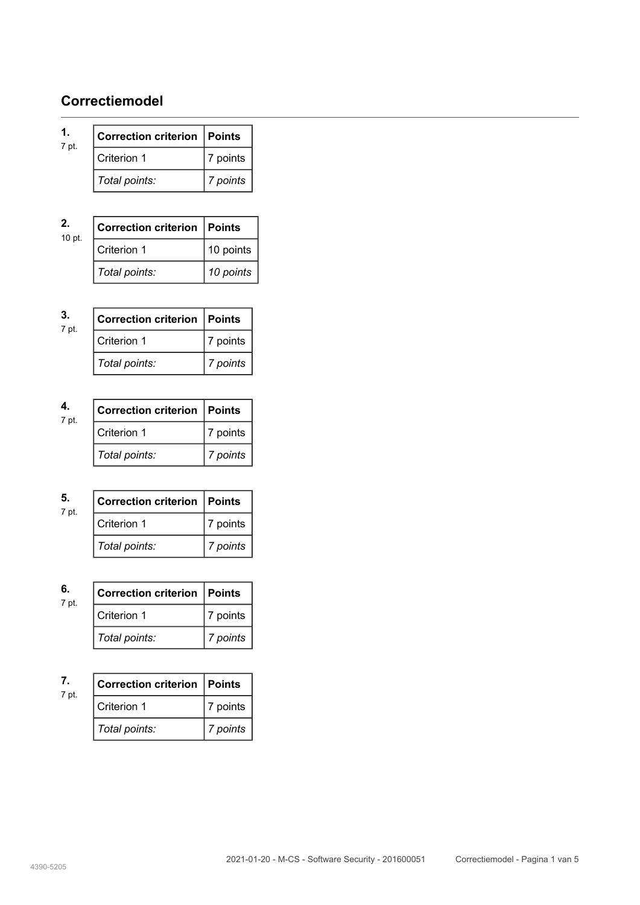## Correctiemodel

**1.**
7 pt.

| Correction criterion | Points |
|---|---|
| Criterion 1 | 7 points |
| *Total points:* | *7 points* |

**2.**
10 pt.

| Correction criterion | Points |
|---|---|
| Criterion 1 | 10 points |
| *Total points:* | *10 points* |

**3.**
7 pt.

| Correction criterion | Points |
|---|---|
| Criterion 1 | 7 points |
| *Total points:* | *7 points* |

**4.**
7 pt.

| Correction criterion | Points |
|---|---|
| Criterion 1 | 7 points |
| *Total points:* | *7 points* |

**5.**
7 pt.

| Correction criterion | Points |
|---|---|
| Criterion 1 | 7 points |
| *Total points:* | *7 points* |

**6.**
7 pt.

| Correction criterion | Points |
|---|---|
| Criterion 1 | 7 points |
| *Total points:* | *7 points* |

**7.**
7 pt.

| Correction criterion | Points |
|---|---|
| Criterion 1 | 7 points |
| *Total points:* | *7 points* |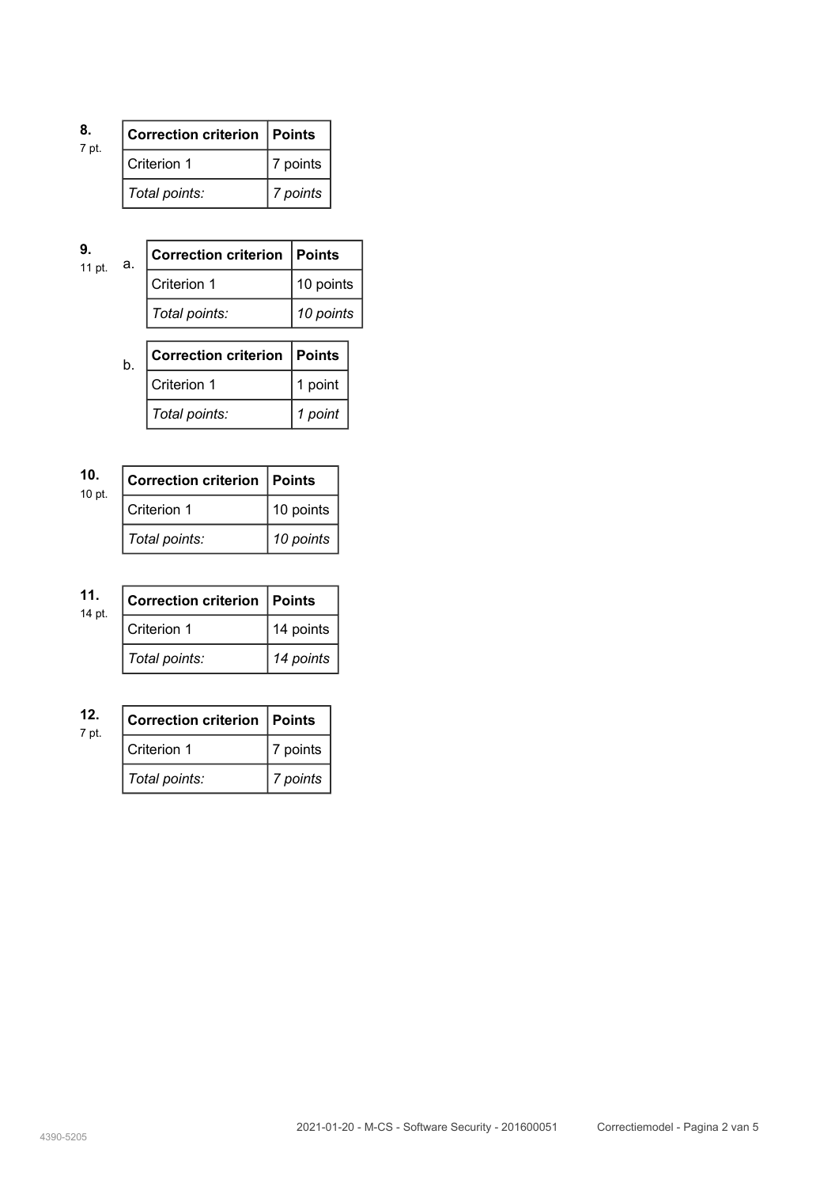**8.**
7 pt.

| Correction criterion | Points |
|---|---|
| Criterion 1 | 7 points |
| *Total points:* | *7 points* |

**9.**
11 pt.

a.

| Correction criterion | Points |
|---|---|
| Criterion 1 | 10 points |
| *Total points:* | *10 points* |

b.

| Correction criterion | Points |
|---|---|
| Criterion 1 | 1 point |
| *Total points:* | *1 point* |

**10.**
10 pt.

| Correction criterion | Points |
|---|---|
| Criterion 1 | 10 points |
| *Total points:* | *10 points* |

**11.**
14 pt.

| Correction criterion | Points |
|---|---|
| Criterion 1 | 14 points |
| *Total points:* | *14 points* |

**12.**
7 pt.

| Correction criterion | Points |
|---|---|
| Criterion 1 | 7 points |
| *Total points:* | *7 points* |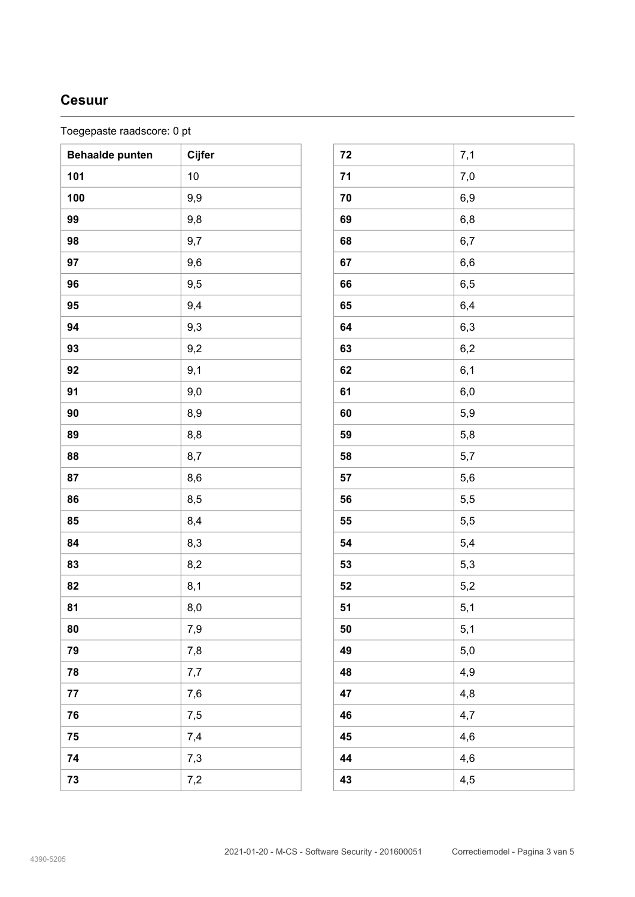## Cesuur

Toegepaste raadscore: 0 pt

| Behaalde punten | Cijfer |
|---|---|
| **101** | 10 |
| **100** | 9,9 |
| **99** | 9,8 |
| **98** | 9,7 |
| **97** | 9,6 |
| **96** | 9,5 |
| **95** | 9,4 |
| **94** | 9,3 |
| **93** | 9,2 |
| **92** | 9,1 |
| **91** | 9,0 |
| **90** | 8,9 |
| **89** | 8,8 |
| **88** | 8,7 |
| **87** | 8,6 |
| **86** | 8,5 |
| **85** | 8,4 |
| **84** | 8,3 |
| **83** | 8,2 |
| **82** | 8,1 |
| **81** | 8,0 |
| **80** | 7,9 |
| **79** | 7,8 |
| **78** | 7,7 |
| **77** | 7,6 |
| **76** | 7,5 |
| **75** | 7,4 |
| **74** | 7,3 |
| **73** | 7,2 |
| **72** | 7,1 |
| **71** | 7,0 |
| **70** | 6,9 |
| **69** | 6,8 |
| **68** | 6,7 |
| **67** | 6,6 |
| **66** | 6,5 |
| **65** | 6,4 |
| **64** | 6,3 |
| **63** | 6,2 |
| **62** | 6,1 |
| **61** | 6,0 |
| **60** | 5,9 |
| **59** | 5,8 |
| **58** | 5,7 |
| **57** | 5,6 |
| **56** | 5,5 |
| **55** | 5,5 |
| **54** | 5,4 |
| **53** | 5,3 |
| **52** | 5,2 |
| **51** | 5,1 |
| **50** | 5,1 |
| **49** | 5,0 |
| **48** | 4,9 |
| **47** | 4,8 |
| **46** | 4,7 |
| **45** | 4,6 |
| **44** | 4,6 |
| **43** | 4,5 |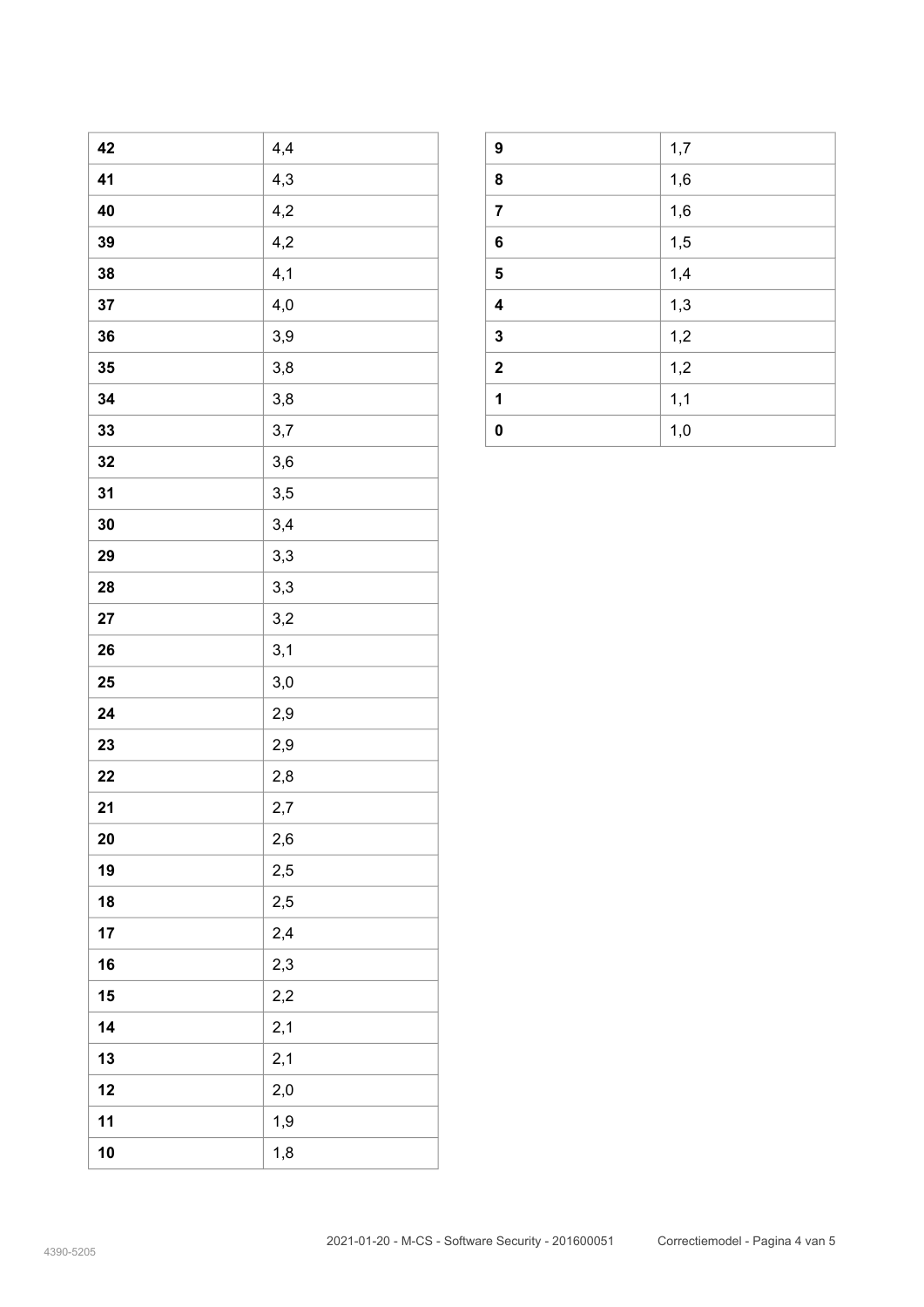| | |
|---|---|
| **42** | 4,4 |
| **41** | 4,3 |
| **40** | 4,2 |
| **39** | 4,2 |
| **38** | 4,1 |
| **37** | 4,0 |
| **36** | 3,9 |
| **35** | 3,8 |
| **34** | 3,8 |
| **33** | 3,7 |
| **32** | 3,6 |
| **31** | 3,5 |
| **30** | 3,4 |
| **29** | 3,3 |
| **28** | 3,3 |
| **27** | 3,2 |
| **26** | 3,1 |
| **25** | 3,0 |
| **24** | 2,9 |
| **23** | 2,9 |
| **22** | 2,8 |
| **21** | 2,7 |
| **20** | 2,6 |
| **19** | 2,5 |
| **18** | 2,5 |
| **17** | 2,4 |
| **16** | 2,3 |
| **15** | 2,2 |
| **14** | 2,1 |
| **13** | 2,1 |
| **12** | 2,0 |
| **11** | 1,9 |
| **10** | 1,8 |
| **9** | 1,7 |
| **8** | 1,6 |
| **7** | 1,6 |
| **6** | 1,5 |
| **5** | 1,4 |
| **4** | 1,3 |
| **3** | 1,2 |
| **2** | 1,2 |
| **1** | 1,1 |
| **0** | 1,0 |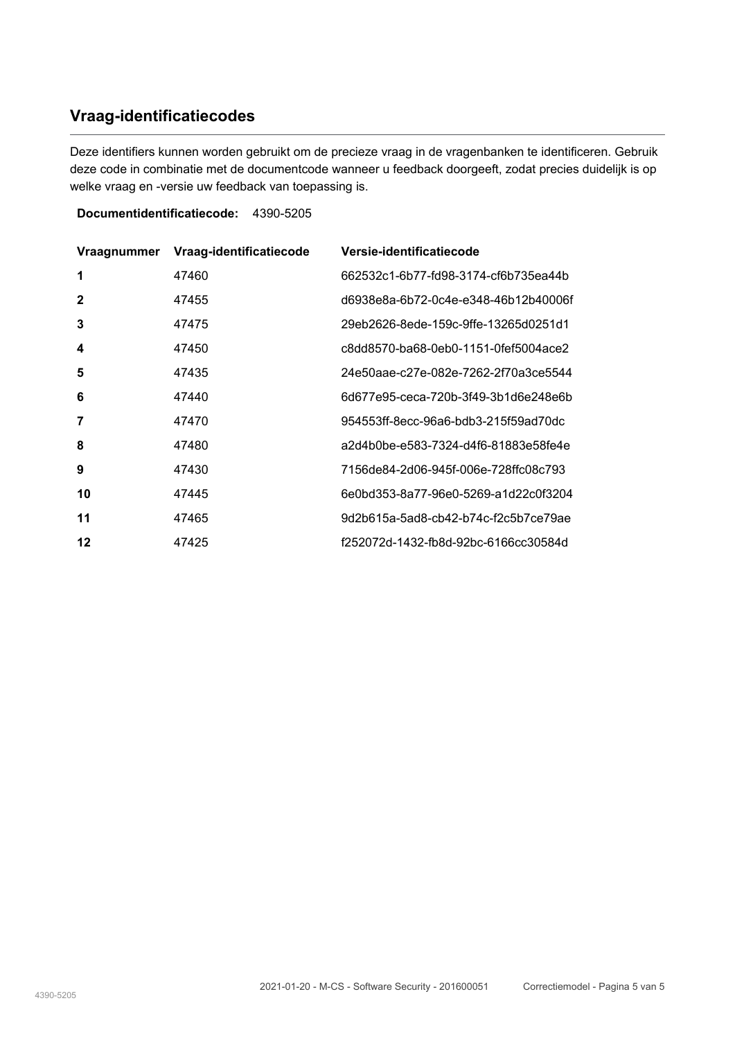## Vraag-identificatiecodes

Deze identifiers kunnen worden gebruikt om de precieze vraag in de vragenbanken te identificeren. Gebruik deze code in combinatie met de documentcode wanneer u feedback doorgeeft, zodat precies duidelijk is op welke vraag en -versie uw feedback van toepassing is.

**Documentidentificatiecode:** 4390-5205

| Vraagnummer | Vraag-identificatiecode | Versie-identificatiecode |
|---|---|---|
| **1** | 47460 | 662532c1-6b77-fd98-3174-cf6b735ea44b |
| **2** | 47455 | d6938e8a-6b72-0c4e-e348-46b12b40006f |
| **3** | 47475 | 29eb2626-8ede-159c-9ffe-13265d0251d1 |
| **4** | 47450 | c8dd8570-ba68-0eb0-1151-0fef5004ace2 |
| **5** | 47435 | 24e50aae-c27e-082e-7262-2f70a3ce5544 |
| **6** | 47440 | 6d677e95-ceca-720b-3f49-3b1d6e248e6b |
| **7** | 47470 | 954553ff-8ecc-96a6-bdb3-215f59ad70dc |
| **8** | 47480 | a2d4b0be-e583-7324-d4f6-81883e58fe4e |
| **9** | 47430 | 7156de84-2d06-945f-006e-728ffc08c793 |
| **10** | 47445 | 6e0bd353-8a77-96e0-5269-a1d22c0f3204 |
| **11** | 47465 | 9d2b615a-5ad8-cb42-b74c-f2c5b7ce79ae |
| **12** | 47425 | f252072d-1432-fb8d-92bc-6166cc30584d |